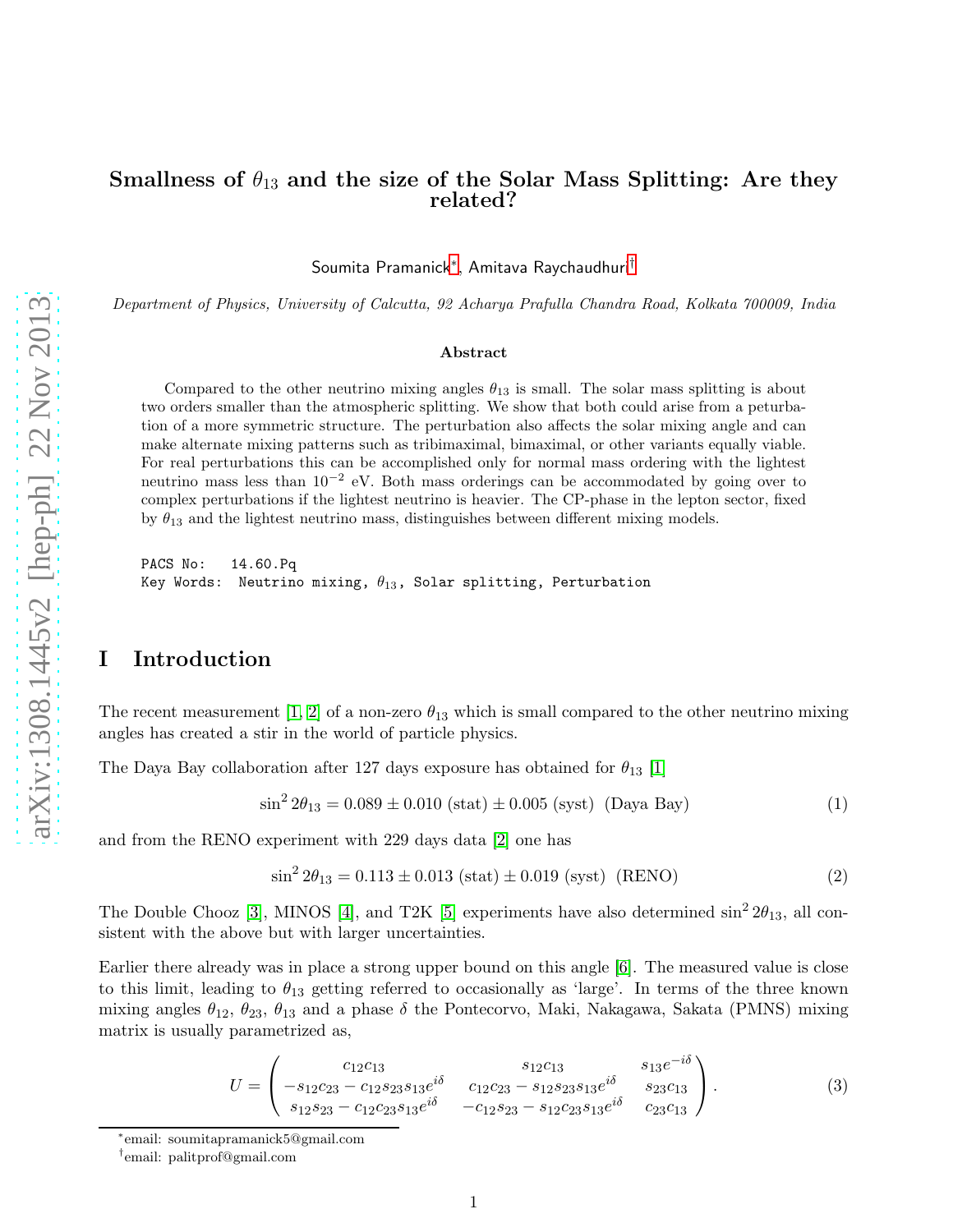# Smallness of $\theta_{13}$ and the size of the Solar Mass Splitting: Are they related?

Soumita Pramanick[*], Amitava Raychaudhuri[†]

*Department of Physics, University of Calcutta, 92 Acharya Prafulla Chandra Road, Kolkata 700009, India*

### Abstract

Compared to the other neutrino mixing angles $\theta_{13}$ is small. The solar mass splitting is about two orders smaller than the atmospheric splitting. We show that both could arise from a peturbation of a more symmetric structure. The perturbation also affects the solar mixing angle and can make alternate mixing patterns such as tribimaximal, bimaximal, or other variants equally viable. For real perturbations this can be accomplished only for normal mass ordering with the lightest neutrino mass less than $10^{-2}$ eV. Both mass orderings can be accommodated by going over to complex perturbations if the lightest neutrino is heavier. The CP-phase in the lepton sector, fixed by $\theta_{13}$ and the lightest neutrino mass, distinguishes between different mixing models.

```
PACS No:   14.60.Pq
Key Words:  Neutrino mixing, θ13, Solar splitting, Perturbation
```

## I Introduction

The recent measurement [1, 2] of a non-zero $\theta_{13}$ which is small compared to the other neutrino mixing angles has created a stir in the world of particle physics.

The Daya Bay collaboration after 127 days exposure has obtained for $\theta_{13}$ [1]

$$\sin^2 2\theta_{13} = 0.089 \pm 0.010 \text{ (stat)} \pm 0.005 \text{ (syst)} \text{ (Daya Bay)} \tag{1}$$

and from the RENO experiment with 229 days data [2] one has

$$\sin^2 2\theta_{13} = 0.113 \pm 0.013 \text{ (stat)} \pm 0.019 \text{ (syst)} \text{ (RENO)} \tag{2}$$

The Double Chooz [3], MINOS [4], and T2K [5] experiments have also determined $\sin^2 2\theta_{13}$, all consistent with the above but with larger uncertainties.

Earlier there already was in place a strong upper bound on this angle [6]. The measured value is close to this limit, leading to $\theta_{13}$ getting referred to occasionally as 'large'. In terms of the three known mixing angles $\theta_{12}$, $\theta_{23}$, $\theta_{13}$ and a phase $\delta$ the Pontecorvo, Maki, Nakagawa, Sakata (PMNS) mixing matrix is usually parametrized as,

$$U = \begin{pmatrix} c_{12}c_{13} & s_{12}c_{13} & s_{13}e^{-i\delta} \\ -s_{12}c_{23} - c_{12}s_{23}s_{13}e^{i\delta} & c_{12}c_{23} - s_{12}s_{23}s_{13}e^{i\delta} & s_{23}c_{13} \\ s_{12}s_{23} - c_{12}c_{23}s_{13}e^{i\delta} & -c_{12}s_{23} - s_{12}c_{23}s_{13}e^{i\delta} & c_{23}c_{13} \end{pmatrix}. \tag{3}$$

---

[*] email: soumitapramanick5@gmail.com

[†] email: palitprof@gmail.com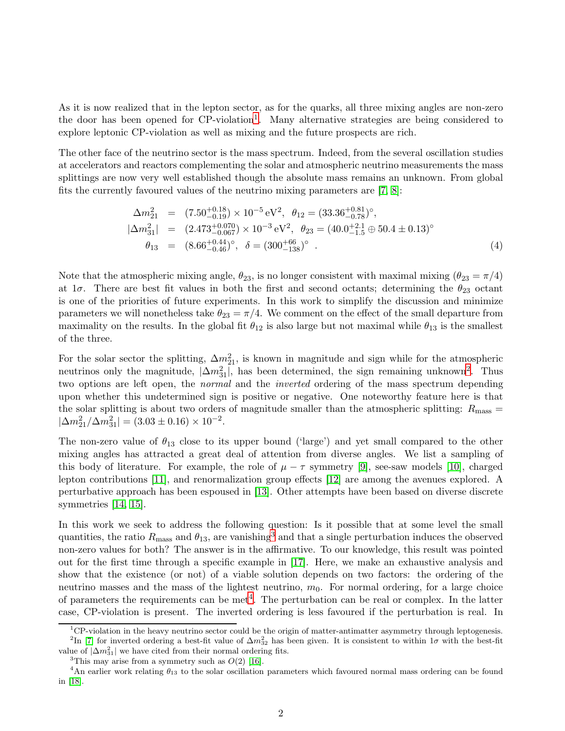As it is now realized that in the lepton sector, as for the quarks, all three mixing angles are non-zero the door has been opened for CP-violation[1]. Many alternative strategies are being considered to explore leptonic CP-violation as well as mixing and the future prospects are rich.

The other face of the neutrino sector is the mass spectrum. Indeed, from the several oscillation studies at accelerators and reactors complementing the solar and atmospheric neutrino measurements the mass splittings are now very well established though the absolute mass remains an unknown. From global fits the currently favoured values of the neutrino mixing parameters are [7, 8]:

$$
\begin{aligned}
\Delta m^2_{21} &= (7.50^{+0.18}_{-0.19}) \times 10^{-5}\,\mathrm{eV}^2, \;\; \theta_{12} = (33.36^{+0.81}_{-0.78})^\circ, \\
|\Delta m^2_{31}| &= (2.473^{+0.070}_{-0.067}) \times 10^{-3}\,\mathrm{eV}^2, \;\; \theta_{23} = (40.0^{+2.1}_{-1.5} \oplus 50.4 \pm 0.13)^\circ \\
\theta_{13} &= (8.66^{+0.44}_{-0.46})^\circ, \;\; \delta = (300^{+66}_{-138})^\circ \;\; .
\end{aligned}
\tag{4}
$$

Note that the atmospheric mixing angle, $\theta_{23}$, is no longer consistent with maximal mixing ($\theta_{23} = \pi/4$) at $1\sigma$. There are best fit values in both the first and second octants; determining the $\theta_{23}$ octant is one of the priorities of future experiments. In this work to simplify the discussion and minimize parameters we will nonetheless take $\theta_{23} = \pi/4$. We comment on the effect of the small departure from maximality on the results. In the global fit $\theta_{12}$ is also large but not maximal while $\theta_{13}$ is the smallest of the three.

For the solar sector the splitting, $\Delta m^2_{21}$, is known in magnitude and sign while for the atmospheric neutrinos only the magnitude, $|\Delta m^2_{31}|$, has been determined, the sign remaining unknown[2]. Thus two options are left open, the *normal* and the *inverted* ordering of the mass spectrum depending upon whether this undetermined sign is positive or negative. One noteworthy feature here is that the solar splitting is about two orders of magnitude smaller than the atmospheric splitting: $R_{\rm mass} = |\Delta m^2_{21}/\Delta m^2_{31}| = (3.03 \pm 0.16) \times 10^{-2}$.

The non-zero value of $\theta_{13}$ close to its upper bound ('large') and yet small compared to the other mixing angles has attracted a great deal of attention from diverse angles. We list a sampling of this body of literature. For example, the role of $\mu - \tau$ symmetry [9], see-saw models [10], charged lepton contributions [11], and renormalization group effects [12] are among the avenues explored. A perturbative approach has been espoused in [13]. Other attempts have been based on diverse discrete symmetries [14, 15].

In this work we seek to address the following question: Is it possible that at some level the small quantities, the ratio $R_{\rm mass}$ and $\theta_{13}$, are vanishing[3] and that a single perturbation induces the observed non-zero values for both? The answer is in the affirmative. To our knowledge, this result was pointed out for the first time through a specific example in [17]. Here, we make an exhaustive analysis and show that the existence (or not) of a viable solution depends on two factors: the ordering of the neutrino masses and the mass of the lightest neutrino, $m_0$. For normal ordering, for a large choice of parameters the requirements can be met[4]. The perturbation can be real or complex. In the latter case, CP-violation is present. The inverted ordering is less favoured if the perturbation is real. In

[1] CP-violation in the heavy neutrino sector could be the origin of matter-antimatter asymmetry through leptogenesis.

[2] In [7] for inverted ordering a best-fit value of $\Delta m^2_{32}$ has been given. It is consistent to within $1\sigma$ with the best-fit value of $|\Delta m^2_{31}|$ we have cited from their normal ordering fits.

[3] This may arise from a symmetry such as $O(2)$ [16].

[4] An earlier work relating $\theta_{13}$ to the solar oscillation parameters which favoured normal mass ordering can be found in [18].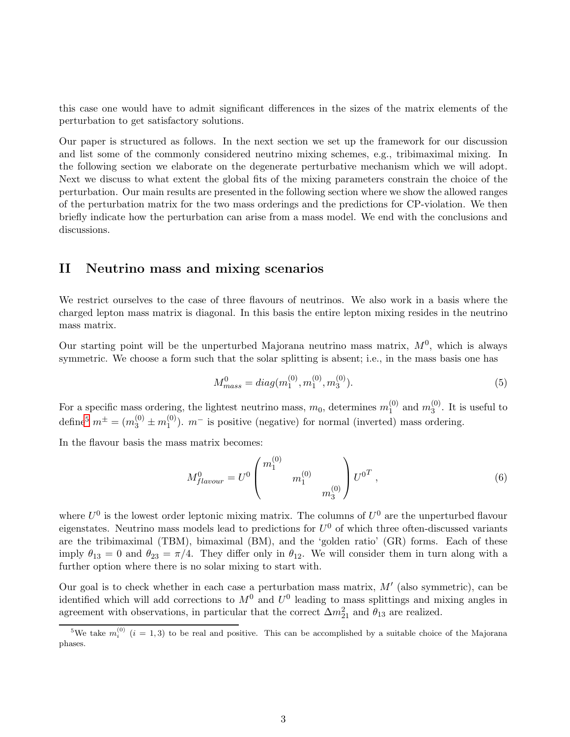this case one would have to admit significant differences in the sizes of the matrix elements of the perturbation to get satisfactory solutions.

Our paper is structured as follows. In the next section we set up the framework for our discussion and list some of the commonly considered neutrino mixing schemes, e.g., tribimaximal mixing. In the following section we elaborate on the degenerate perturbative mechanism which we will adopt. Next we discuss to what extent the global fits of the mixing parameters constrain the choice of the perturbation. Our main results are presented in the following section where we show the allowed ranges of the perturbation matrix for the two mass orderings and the predictions for CP-violation. We then briefly indicate how the perturbation can arise from a mass model. We end with the conclusions and discussions.

## II Neutrino mass and mixing scenarios

We restrict ourselves to the case of three flavours of neutrinos. We also work in a basis where the charged lepton mass matrix is diagonal. In this basis the entire lepton mixing resides in the neutrino mass matrix.

Our starting point will be the unperturbed Majorana neutrino mass matrix, $M^0$, which is always symmetric. We choose a form such that the solar splitting is absent; i.e., in the mass basis one has

$$M^0_{mass} = diag(m_1^{(0)}, m_1^{(0)}, m_3^{(0)}). \tag{5}$$

For a specific mass ordering, the lightest neutrino mass, $m_0$, determines $m_1^{(0)}$ and $m_3^{(0)}$. It is useful to define[5] $m^\pm = (m_3^{(0)} \pm m_1^{(0)})$. $m^-$ is positive (negative) for normal (inverted) mass ordering.

In the flavour basis the mass matrix becomes:

$$M^0_{flavour} = U^0 \begin{pmatrix} m_1^{(0)} & & \\ & m_1^{(0)} & \\ & & m_3^{(0)} \end{pmatrix} U^{0^T} , \tag{6}$$

where $U^0$ is the lowest order leptonic mixing matrix. The columns of $U^0$ are the unperturbed flavour eigenstates. Neutrino mass models lead to predictions for $U^0$ of which three often-discussed variants are the tribimaximal (TBM), bimaximal (BM), and the 'golden ratio' (GR) forms. Each of these imply $\theta_{13} = 0$ and $\theta_{23} = \pi/4$. They differ only in $\theta_{12}$. We will consider them in turn along with a further option where there is no solar mixing to start with.

Our goal is to check whether in each case a perturbation mass matrix, $M'$ (also symmetric), can be identified which will add corrections to $M^0$ and $U^0$ leading to mass splittings and mixing angles in agreement with observations, in particular that the correct $\Delta m^2_{21}$ and $\theta_{13}$ are realized.

[5] We take $m_i^{(0)}$ $(i = 1, 3)$ to be real and positive. This can be accomplished by a suitable choice of the Majorana phases.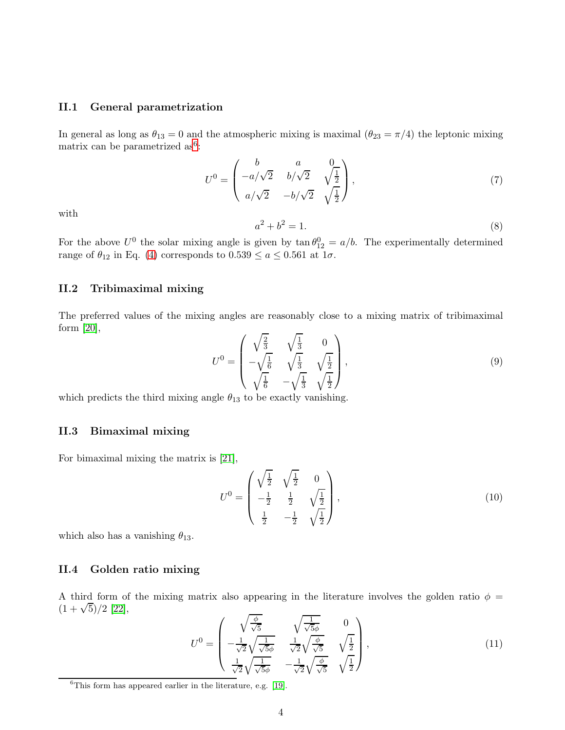### II.1 General parametrization

In general as long as $\theta_{13} = 0$ and the atmospheric mixing is maximal ($\theta_{23} = \pi/4$) the leptonic mixing matrix can be parametrized as[6]:

$$U^0 = \begin{pmatrix} b & a & 0 \\ -a/\sqrt{2} & b/\sqrt{2} & \sqrt{\frac{1}{2}} \\ a/\sqrt{2} & -b/\sqrt{2} & \sqrt{\frac{1}{2}} \end{pmatrix}, \tag{7}$$

with

$$a^2 + b^2 = 1. \tag{8}$$

For the above $U^0$ the solar mixing angle is given by $\tan\theta_{12}^0 = a/b$. The experimentally determined range of $\theta_{12}$ in Eq. (4) corresponds to $0.539 \leq a \leq 0.561$ at $1\sigma$.

### II.2 Tribimaximal mixing

The preferred values of the mixing angles are reasonably close to a mixing matrix of tribimaximal form [20],

$$U^0 = \begin{pmatrix} \sqrt{\frac{2}{3}} & \sqrt{\frac{1}{3}} & 0 \\ -\sqrt{\frac{1}{6}} & \sqrt{\frac{1}{3}} & \sqrt{\frac{1}{2}} \\ \sqrt{\frac{1}{6}} & -\sqrt{\frac{1}{3}} & \sqrt{\frac{1}{2}} \end{pmatrix}, \tag{9}$$

which predicts the third mixing angle $\theta_{13}$ to be exactly vanishing.

### II.3 Bimaximal mixing

For bimaximal mixing the matrix is [21],

$$U^0 = \begin{pmatrix} \sqrt{\frac{1}{2}} & \sqrt{\frac{1}{2}} & 0 \\ -\frac{1}{2} & \frac{1}{2} & \sqrt{\frac{1}{2}} \\ \frac{1}{2} & -\frac{1}{2} & \sqrt{\frac{1}{2}} \end{pmatrix}, \tag{10}$$

which also has a vanishing $\theta_{13}$.

### II.4 Golden ratio mixing

A third form of the mixing matrix also appearing in the literature involves the golden ratio $\phi = (1 + \sqrt{5})/2$ [22],

$$U^0 = \begin{pmatrix} \sqrt{\frac{\phi}{\sqrt{5}}} & \sqrt{\frac{1}{\sqrt{5}\phi}} & 0 \\ -\frac{1}{\sqrt{2}}\sqrt{\frac{1}{\sqrt{5}\phi}} & \frac{1}{\sqrt{2}}\sqrt{\frac{\phi}{\sqrt{5}}} & \sqrt{\frac{1}{2}} \\ \frac{1}{\sqrt{2}}\sqrt{\frac{1}{\sqrt{5}\phi}} & -\frac{1}{\sqrt{2}}\sqrt{\frac{\phi}{\sqrt{5}}} & \sqrt{\frac{1}{2}} \end{pmatrix}, \tag{11}$$

[6] This form has appeared earlier in the literature, e.g. [19].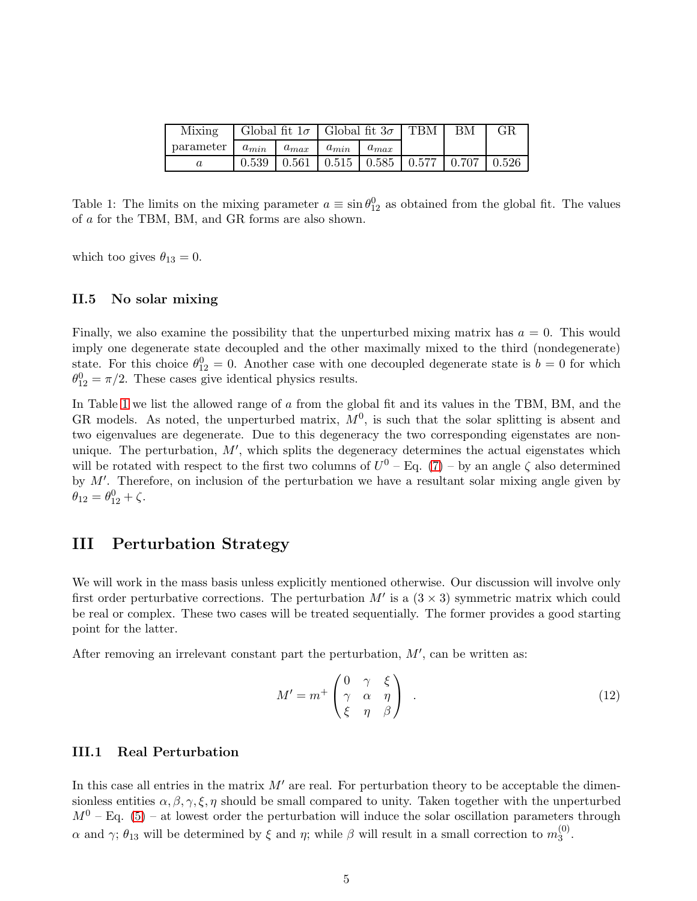| Mixing parameter | Global fit $1\sigma$ | | Global fit $3\sigma$ | | TBM | BM | GR |
|---|---|---|---|---|---|---|---|
| | $a_{min}$ | $a_{max}$ | $a_{min}$ | $a_{max}$ | | | |
| $a$ | 0.539 | 0.561 | 0.515 | 0.585 | 0.577 | 0.707 | 0.526 |

Table 1: The limits on the mixing parameter $a \equiv \sin\theta_{12}^0$ as obtained from the global fit. The values of $a$ for the TBM, BM, and GR forms are also shown.

which too gives $\theta_{13} = 0$.

### II.5 No solar mixing

Finally, we also examine the possibility that the unperturbed mixing matrix has $a = 0$. This would imply one degenerate state decoupled and the other maximally mixed to the third (nondegenerate) state. For this choice $\theta_{12}^0 = 0$. Another case with one decoupled degenerate state is $b = 0$ for which $\theta_{12}^0 = \pi/2$. These cases give identical physics results.

In Table 1 we list the allowed range of $a$ from the global fit and its values in the TBM, BM, and the GR models. As noted, the unperturbed matrix, $M^0$, is such that the solar splitting is absent and two eigenvalues are degenerate. Due to this degeneracy the two corresponding eigenstates are non-unique. The perturbation, $M'$, which splits the degeneracy determines the actual eigenstates which will be rotated with respect to the first two columns of $U^0$ – Eq. (7) – by an angle $\zeta$ also determined by $M'$. Therefore, on inclusion of the perturbation we have a resultant solar mixing angle given by $\theta_{12} = \theta_{12}^0 + \zeta$.

## III Perturbation Strategy

We will work in the mass basis unless explicitly mentioned otherwise. Our discussion will involve only first order perturbative corrections. The perturbation $M'$ is a $(3 \times 3)$ symmetric matrix which could be real or complex. These two cases will be treated sequentially. The former provides a good starting point for the latter.

After removing an irrelevant constant part the perturbation, $M'$, can be written as:

$$M' = m^+ \begin{pmatrix} 0 & \gamma & \xi \\ \gamma & \alpha & \eta \\ \xi & \eta & \beta \end{pmatrix} \quad . \tag{12}$$

### III.1 Real Perturbation

In this case all entries in the matrix $M'$ are real. For perturbation theory to be acceptable the dimensionless entities $\alpha, \beta, \gamma, \xi, \eta$ should be small compared to unity. Taken together with the unperturbed $M^0$ – Eq. (5) – at lowest order the perturbation will induce the solar oscillation parameters through $\alpha$ and $\gamma$; $\theta_{13}$ will be determined by $\xi$ and $\eta$; while $\beta$ will result in a small correction to $m_3^{(0)}$.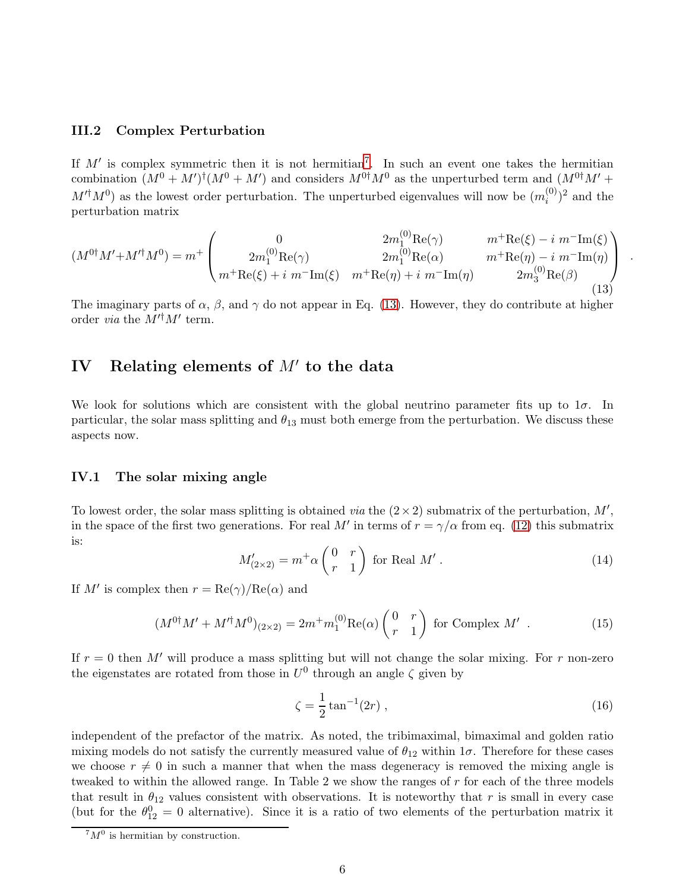### III.2 Complex Perturbation

If $M'$ is complex symmetric then it is not hermitian[7]. In such an event one takes the hermitian combination $(M^0 + M')^\dagger(M^0 + M')$ and considers $M^{0\dagger}M^0$ as the unperturbed term and $(M^{0\dagger}M' + M'^\dagger M^0)$ as the lowest order perturbation. The unperturbed eigenvalues will now be $(m_i^{(0)})^2$ and the perturbation matrix

$$
(M^{0\dagger}M'+M'^\dagger M^0) = m^+ \begin{pmatrix} 0 & 2m_1^{(0)}\mathrm{Re}(\gamma) & m^+\mathrm{Re}(\xi) - i\; m^-\mathrm{Im}(\xi) \\ 2m_1^{(0)}\mathrm{Re}(\gamma) & 2m_1^{(0)}\mathrm{Re}(\alpha) & m^+\mathrm{Re}(\eta) - i\; m^-\mathrm{Im}(\eta) \\ m^+\mathrm{Re}(\xi) + i\; m^-\mathrm{Im}(\xi) & m^+\mathrm{Re}(\eta) + i\; m^-\mathrm{Im}(\eta) & 2m_3^{(0)}\mathrm{Re}(\beta) \end{pmatrix} \; . \tag{13}
$$

The imaginary parts of $\alpha$, $\beta$, and $\gamma$ do not appear in Eq. (13). However, they do contribute at higher order *via* the $M'^\dagger M'$ term.

## IV Relating elements of $M'$ to the data

We look for solutions which are consistent with the global neutrino parameter fits up to $1\sigma$. In particular, the solar mass splitting and $\theta_{13}$ must both emerge from the perturbation. We discuss these aspects now.

### IV.1 The solar mixing angle

To lowest order, the solar mass splitting is obtained *via* the $(2 \times 2)$ submatrix of the perturbation, $M'$, in the space of the first two generations. For real $M'$ in terms of $r = \gamma/\alpha$ from eq. (12) this submatrix is:

$$
M'_{(2\times 2)} = m^+\alpha \begin{pmatrix} 0 & r \\ r & 1 \end{pmatrix} \text{ for Real } M' \; . \tag{14}
$$

If $M'$ is complex then $r = \mathrm{Re}(\gamma)/\mathrm{Re}(\alpha)$ and

$$
(M^{0\dagger}M' + M'^\dagger M^0)_{(2\times 2)} = 2m^+ m_1^{(0)}\mathrm{Re}(\alpha) \begin{pmatrix} 0 & r \\ r & 1 \end{pmatrix} \text{ for Complex } M' \; . \tag{15}
$$

If $r = 0$ then $M'$ will produce a mass splitting but will not change the solar mixing. For $r$ non-zero the eigenstates are rotated from those in $U^0$ through an angle $\zeta$ given by

$$
\zeta = \frac{1}{2}\tan^{-1}(2r) \; , \tag{16}
$$

independent of the prefactor of the matrix. As noted, the tribimaximal, bimaximal and golden ratio mixing models do not satisfy the currently measured value of $\theta_{12}$ within $1\sigma$. Therefore for these cases we choose $r \neq 0$ in such a manner that when the mass degeneracy is removed the mixing angle is tweaked to within the allowed range. In Table 2 we show the ranges of $r$ for each of the three models that result in $\theta_{12}$ values consistent with observations. It is noteworthy that $r$ is small in every case (but for the $\theta_{12}^0 = 0$ alternative). Since it is a ratio of two elements of the perturbation matrix it

[7] $M^0$ is hermitian by construction.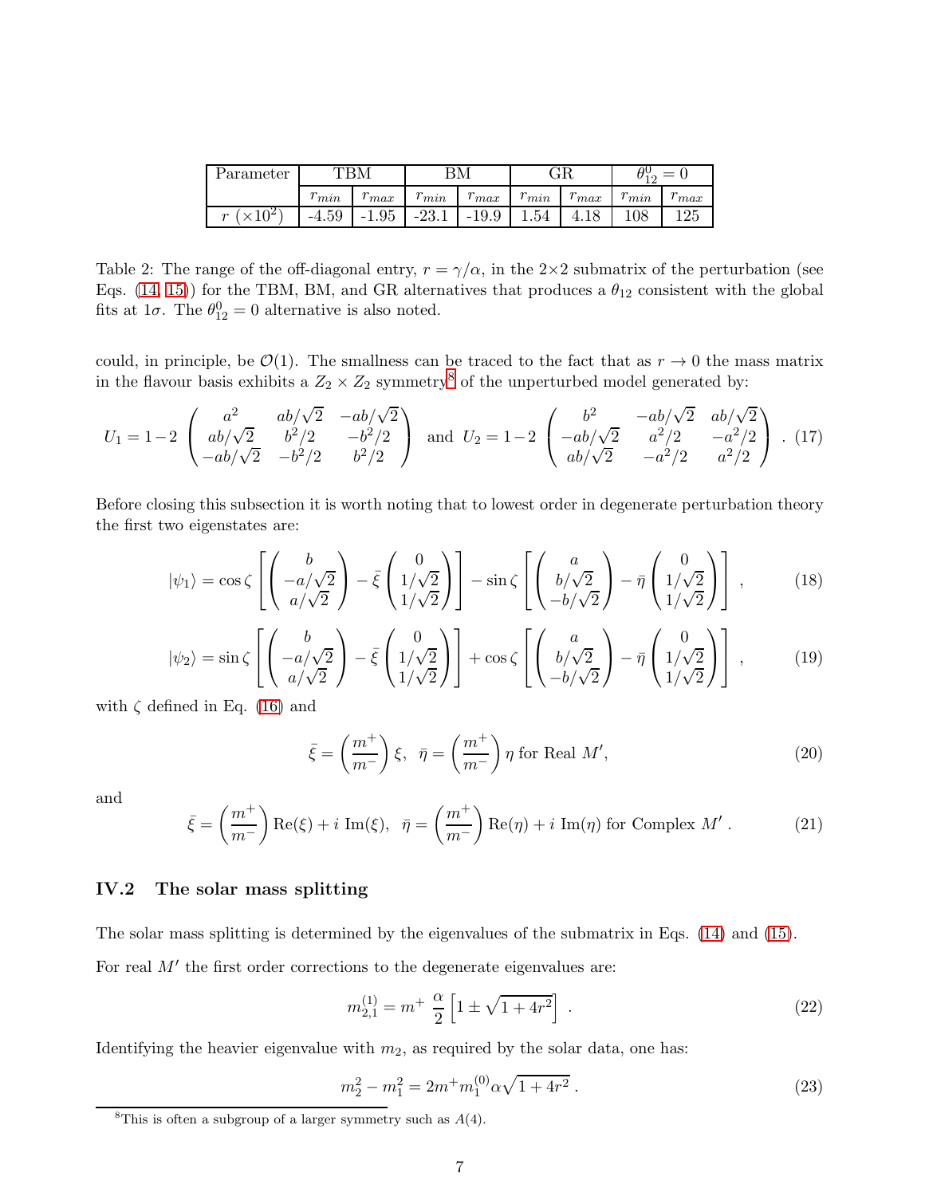| Parameter | TBM | | BM | | GR | | $\theta_{12}^0 = 0$ | |
|---|---|---|---|---|---|---|---|---|
| | $r_{min}$ | $r_{max}$ | $r_{min}$ | $r_{max}$ | $r_{min}$ | $r_{max}$ | $r_{min}$ | $r_{max}$ |
| $r$ $(\times 10^2)$ | -4.59 | -1.95 | -23.1 | -19.9 | 1.54 | 4.18 | 108 | 125 |

Table 2: The range of the off-diagonal entry, $r = \gamma/\alpha$, in the 2×2 submatrix of the perturbation (see Eqs. (14, 15)) for the TBM, BM, and GR alternatives that produces a $\theta_{12}$ consistent with the global fits at $1\sigma$. The $\theta_{12}^0 = 0$ alternative is also noted.

could, in principle, be $\mathcal{O}(1)$. The smallness can be traced to the fact that as $r \to 0$ the mass matrix in the flavour basis exhibits a $Z_2 \times Z_2$ symmetry[8] of the unperturbed model generated by:

$$U_1 = 1 - 2 \begin{pmatrix} a^2 & ab/\sqrt{2} & -ab/\sqrt{2} \\ ab/\sqrt{2} & b^2/2 & -b^2/2 \\ -ab/\sqrt{2} & -b^2/2 & b^2/2 \end{pmatrix} \text{ and } U_2 = 1 - 2 \begin{pmatrix} b^2 & -ab/\sqrt{2} & ab/\sqrt{2} \\ -ab/\sqrt{2} & a^2/2 & -a^2/2 \\ ab/\sqrt{2} & -a^2/2 & a^2/2 \end{pmatrix} . \quad (17)$$

Before closing this subsection it is worth noting that to lowest order in degenerate perturbation theory the first two eigenstates are:

$$|\psi_1\rangle = \cos\zeta \left[ \begin{pmatrix} b \\ -a/\sqrt{2} \\ a/\sqrt{2} \end{pmatrix} - \bar{\xi} \begin{pmatrix} 0 \\ 1/\sqrt{2} \\ 1/\sqrt{2} \end{pmatrix} \right] - \sin\zeta \left[ \begin{pmatrix} a \\ b/\sqrt{2} \\ -b/\sqrt{2} \end{pmatrix} - \bar{\eta} \begin{pmatrix} 0 \\ 1/\sqrt{2} \\ 1/\sqrt{2} \end{pmatrix} \right] , \quad (18)$$

$$|\psi_2\rangle = \sin\zeta \left[ \begin{pmatrix} b \\ -a/\sqrt{2} \\ a/\sqrt{2} \end{pmatrix} - \bar{\xi} \begin{pmatrix} 0 \\ 1/\sqrt{2} \\ 1/\sqrt{2} \end{pmatrix} \right] + \cos\zeta \left[ \begin{pmatrix} a \\ b/\sqrt{2} \\ -b/\sqrt{2} \end{pmatrix} - \bar{\eta} \begin{pmatrix} 0 \\ 1/\sqrt{2} \\ 1/\sqrt{2} \end{pmatrix} \right] , \quad (19)$$

with $\zeta$ defined in Eq. (16) and

$$\bar{\xi} = \left(\frac{m^+}{m^-}\right) \xi, \;\; \bar{\eta} = \left(\frac{m^+}{m^-}\right) \eta \text{ for Real } M', \quad (20)$$

and

$$\bar{\xi} = \left(\frac{m^+}{m^-}\right) \text{Re}(\xi) + i \; \text{Im}(\xi), \;\; \bar{\eta} = \left(\frac{m^+}{m^-}\right) \text{Re}(\eta) + i \; \text{Im}(\eta) \text{ for Complex } M' . \quad (21)$$

### IV.2 The solar mass splitting

The solar mass splitting is determined by the eigenvalues of the submatrix in Eqs. (14) and (15). For real $M'$ the first order corrections to the degenerate eigenvalues are:

$$m_{2,1}^{(1)} = m^+ \; \frac{\alpha}{2} \left[ 1 \pm \sqrt{1 + 4r^2} \right] \; . \quad (22)$$

Identifying the heavier eigenvalue with $m_2$, as required by the solar data, one has:

$$m_2^2 - m_1^2 = 2m^+ m_1^{(0)} \alpha \sqrt{1 + 4r^2} \, . \quad (23)$$

[8] This is often a subgroup of a larger symmetry such as $A(4)$.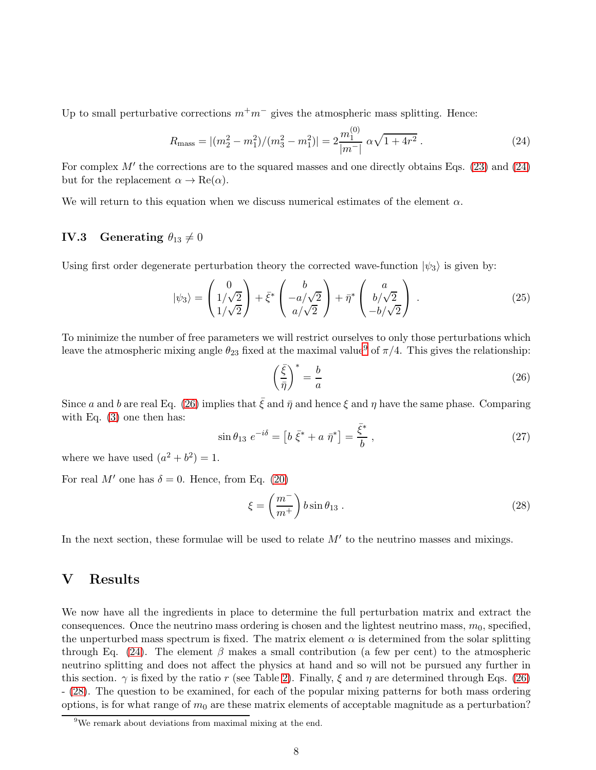Up to small perturbative corrections $m^+ m^-$ gives the atmospheric mass splitting. Hence:

$$R_{\rm mass} = |(m_2^2 - m_1^2)/(m_3^2 - m_1^2)| = 2\frac{m_1^{(0)}}{|m^-|}\,\alpha\sqrt{1+4r^2}\,. \tag{24}$$

For complex $M'$ the corrections are to the squared masses and one directly obtains Eqs. (23) and (24) but for the replacement $\alpha \to {\rm Re}(\alpha)$.

We will return to this equation when we discuss numerical estimates of the element $\alpha$.

### IV.3 Generating $\theta_{13} \neq 0$

Using first order degenerate perturbation theory the corrected wave-function $|\psi_3\rangle$ is given by:

$$|\psi_3\rangle = \begin{pmatrix} 0 \\ 1/\sqrt{2} \\ 1/\sqrt{2} \end{pmatrix} + \bar{\xi}^* \begin{pmatrix} b \\ -a/\sqrt{2} \\ a/\sqrt{2} \end{pmatrix} + \bar{\eta}^* \begin{pmatrix} a \\ b/\sqrt{2} \\ -b/\sqrt{2} \end{pmatrix}\,. \tag{25}$$

To minimize the number of free parameters we will restrict ourselves to only those perturbations which leave the atmospheric mixing angle $\theta_{23}$ fixed at the maximal value[9] of $\pi/4$. This gives the relationship:

$$\left(\frac{\bar{\xi}}{\bar{\eta}}\right)^* = \frac{b}{a} \tag{26}$$

Since $a$ and $b$ are real Eq. (26) implies that $\bar{\xi}$ and $\bar{\eta}$ and hence $\xi$ and $\eta$ have the same phase. Comparing with Eq. (3) one then has:

$$\sin\theta_{13}\; e^{-i\delta} = \left[b\;\bar{\xi}^* + a\;\bar{\eta}^*\right] = \frac{\bar{\xi}^*}{b}\,, \tag{27}$$

where we have used $(a^2 + b^2) = 1$.

For real $M'$ one has $\delta = 0$. Hence, from Eq. (20)

$$\xi = \left(\frac{m^-}{m^+}\right) b \sin\theta_{13}\,. \tag{28}$$

In the next section, these formulae will be used to relate $M'$ to the neutrino masses and mixings.

## V Results

We now have all the ingredients in place to determine the full perturbation matrix and extract the consequences. Once the neutrino mass ordering is chosen and the lightest neutrino mass, $m_0$, specified, the unperturbed mass spectrum is fixed. The matrix element $\alpha$ is determined from the solar splitting through Eq. (24). The element $\beta$ makes a small contribution (a few per cent) to the atmospheric neutrino splitting and does not affect the physics at hand and so will not be pursued any further in this section. $\gamma$ is fixed by the ratio $r$ (see Table 2). Finally, $\xi$ and $\eta$ are determined through Eqs. (26) - (28). The question to be examined, for each of the popular mixing patterns for both mass ordering options, is for what range of $m_0$ are these matrix elements of acceptable magnitude as a perturbation?

[9] We remark about deviations from maximal mixing at the end.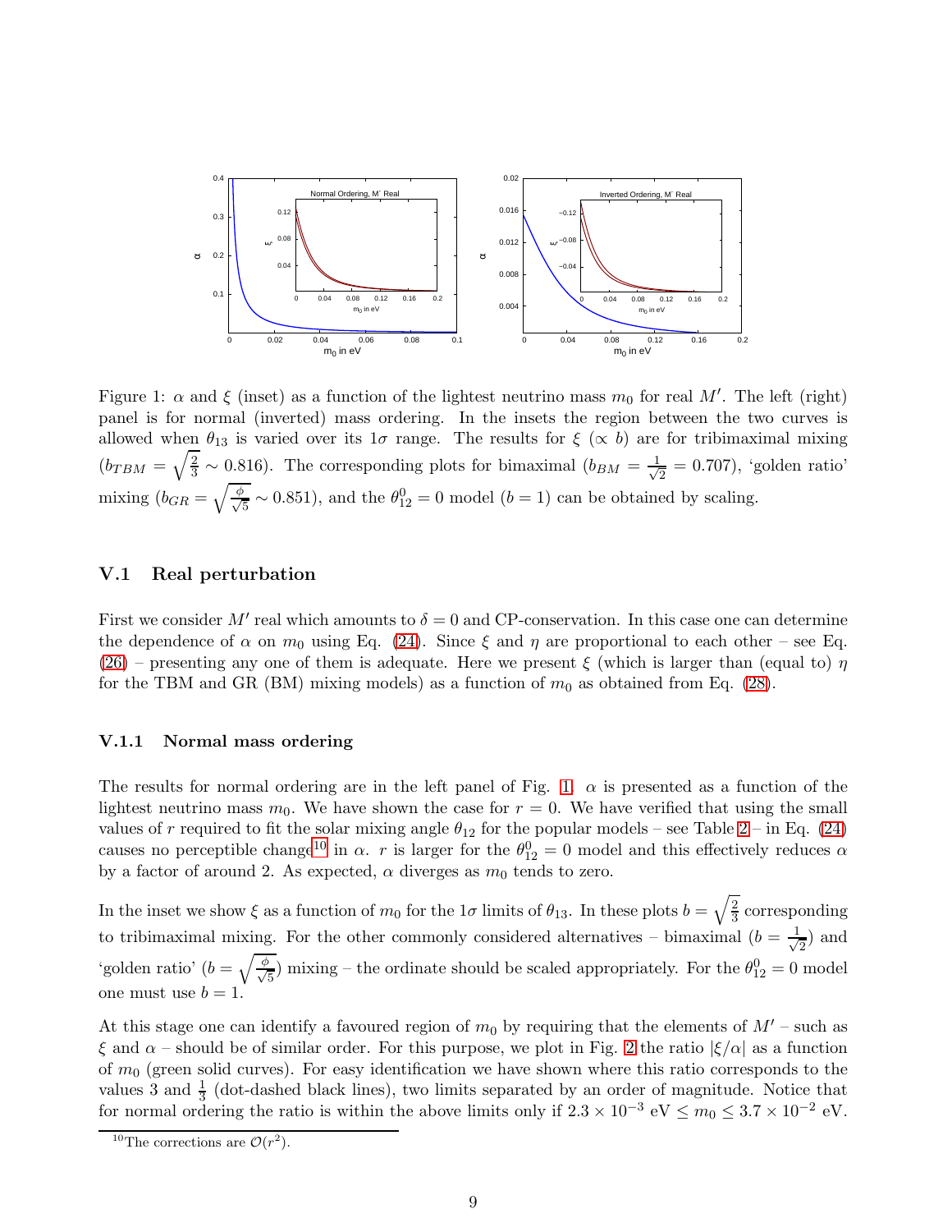Figure 1: $\alpha$ and $\xi$ (inset) as a function of the lightest neutrino mass $m_0$ for real $M'$. The left (right) panel is for normal (inverted) mass ordering. In the insets the region between the two curves is allowed when $\theta_{13}$ is varied over its $1\sigma$ range. The results for $\xi$ ($\propto b$) are for tribimaximal mixing ($b_{TBM} = \sqrt{\frac{2}{3}} \sim 0.816$). The corresponding plots for bimaximal ($b_{BM} = \frac{1}{\sqrt{2}} = 0.707$), 'golden ratio' mixing ($b_{GR} = \sqrt{\frac{\phi}{\sqrt{5}}} \sim 0.851$), and the $\theta_{12}^0 = 0$ model ($b = 1$) can be obtained by scaling.

### V.1 Real perturbation

First we consider $M'$ real which amounts to $\delta = 0$ and CP-conservation. In this case one can determine the dependence of $\alpha$ on $m_0$ using Eq. (24). Since $\xi$ and $\eta$ are proportional to each other – see Eq. (26) – presenting any one of them is adequate. Here we present $\xi$ (which is larger than (equal to) $\eta$ for the TBM and GR (BM) mixing models) as a function of $m_0$ as obtained from Eq. (28).

#### V.1.1 Normal mass ordering

The results for normal ordering are in the left panel of Fig. 1. $\alpha$ is presented as a function of the lightest neutrino mass $m_0$. We have shown the case for $r = 0$. We have verified that using the small values of $r$ required to fit the solar mixing angle $\theta_{12}$ for the popular models – see Table 2 – in Eq. (24) causes no perceptible change[10] in $\alpha$. $r$ is larger for the $\theta_{12}^0 = 0$ model and this effectively reduces $\alpha$ by a factor of around 2. As expected, $\alpha$ diverges as $m_0$ tends to zero.

In the inset we show $\xi$ as a function of $m_0$ for the $1\sigma$ limits of $\theta_{13}$. In these plots $b = \sqrt{\frac{2}{3}}$ corresponding to tribimaximal mixing. For the other commonly considered alternatives – bimaximal ($b = \frac{1}{\sqrt{2}}$) and 'golden ratio' ($b = \sqrt{\frac{\phi}{\sqrt{5}}}$) mixing – the ordinate should be scaled appropriately. For the $\theta_{12}^0 = 0$ model one must use $b = 1$.

At this stage one can identify a favoured region of $m_0$ by requiring that the elements of $M'$ – such as $\xi$ and $\alpha$ – should be of similar order. For this purpose, we plot in Fig. 2 the ratio $|\xi/\alpha|$ as a function of $m_0$ (green solid curves). For easy identification we have shown where this ratio corresponds to the values 3 and $\frac{1}{3}$ (dot-dashed black lines), two limits separated by an order of magnitude. Notice that for normal ordering the ratio is within the above limits only if $2.3 \times 10^{-3}$ eV $\leq m_0 \leq 3.7 \times 10^{-2}$ eV.

[10] The corrections are $\mathcal{O}(r^2)$.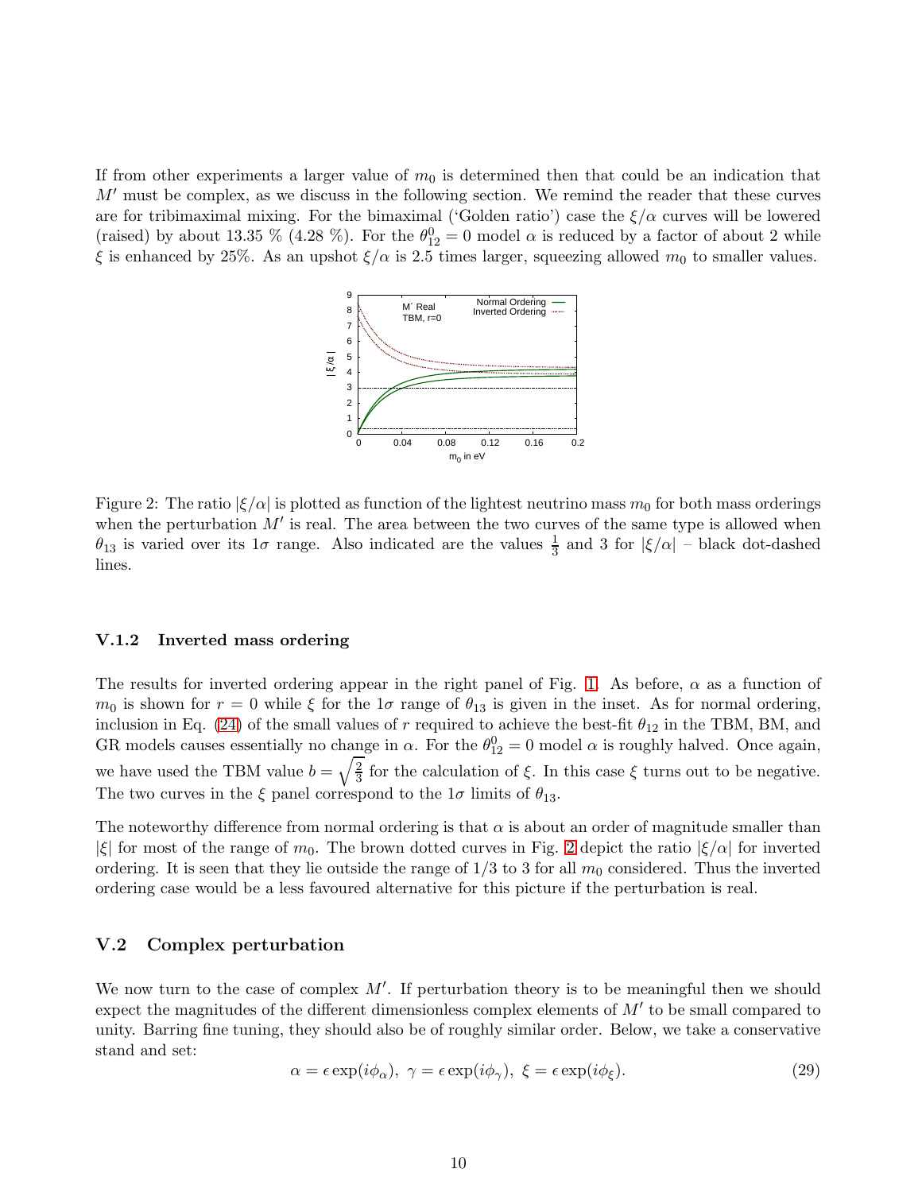If from other experiments a larger value of $m_0$ is determined then that could be an indication that $M'$ must be complex, as we discuss in the following section. We remind the reader that these curves are for tribimaximal mixing. For the bimaximal ('Golden ratio') case the $\xi/\alpha$ curves will be lowered (raised) by about 13.35 % (4.28 %). For the $\theta_{12}^0 = 0$ model $\alpha$ is reduced by a factor of about 2 while $\xi$ is enhanced by 25%. As an upshot $\xi/\alpha$ is 2.5 times larger, squeezing allowed $m_0$ to smaller values.

Figure 2: The ratio $|\xi/\alpha|$ is plotted as function of the lightest neutrino mass $m_0$ for both mass orderings when the perturbation $M'$ is real. The area between the two curves of the same type is allowed when $\theta_{13}$ is varied over its $1\sigma$ range. Also indicated are the values $\frac{1}{3}$ and 3 for $|\xi/\alpha|$ – black dot-dashed lines.

### V.1.2 Inverted mass ordering

The results for inverted ordering appear in the right panel of Fig. 1. As before, $\alpha$ as a function of $m_0$ is shown for $r = 0$ while $\xi$ for the $1\sigma$ range of $\theta_{13}$ is given in the inset. As for normal ordering, inclusion in Eq. (24) of the small values of $r$ required to achieve the best-fit $\theta_{12}$ in the TBM, BM, and GR models causes essentially no change in $\alpha$. For the $\theta_{12}^0 = 0$ model $\alpha$ is roughly halved. Once again, we have used the TBM value $b = \sqrt{\frac{2}{3}}$ for the calculation of $\xi$. In this case $\xi$ turns out to be negative. The two curves in the $\xi$ panel correspond to the $1\sigma$ limits of $\theta_{13}$.

The noteworthy difference from normal ordering is that $\alpha$ is about an order of magnitude smaller than $|\xi|$ for most of the range of $m_0$. The brown dotted curves in Fig. 2 depict the ratio $|\xi/\alpha|$ for inverted ordering. It is seen that they lie outside the range of 1/3 to 3 for all $m_0$ considered. Thus the inverted ordering case would be a less favoured alternative for this picture if the perturbation is real.

## V.2 Complex perturbation

We now turn to the case of complex $M'$. If perturbation theory is to be meaningful then we should expect the magnitudes of the different dimensionless complex elements of $M'$ to be small compared to unity. Barring fine tuning, they should also be of roughly similar order. Below, we take a conservative stand and set:

$$\alpha = \epsilon \exp(i\phi_\alpha), \; \gamma = \epsilon \exp(i\phi_\gamma), \; \xi = \epsilon \exp(i\phi_\xi). \tag{29}$$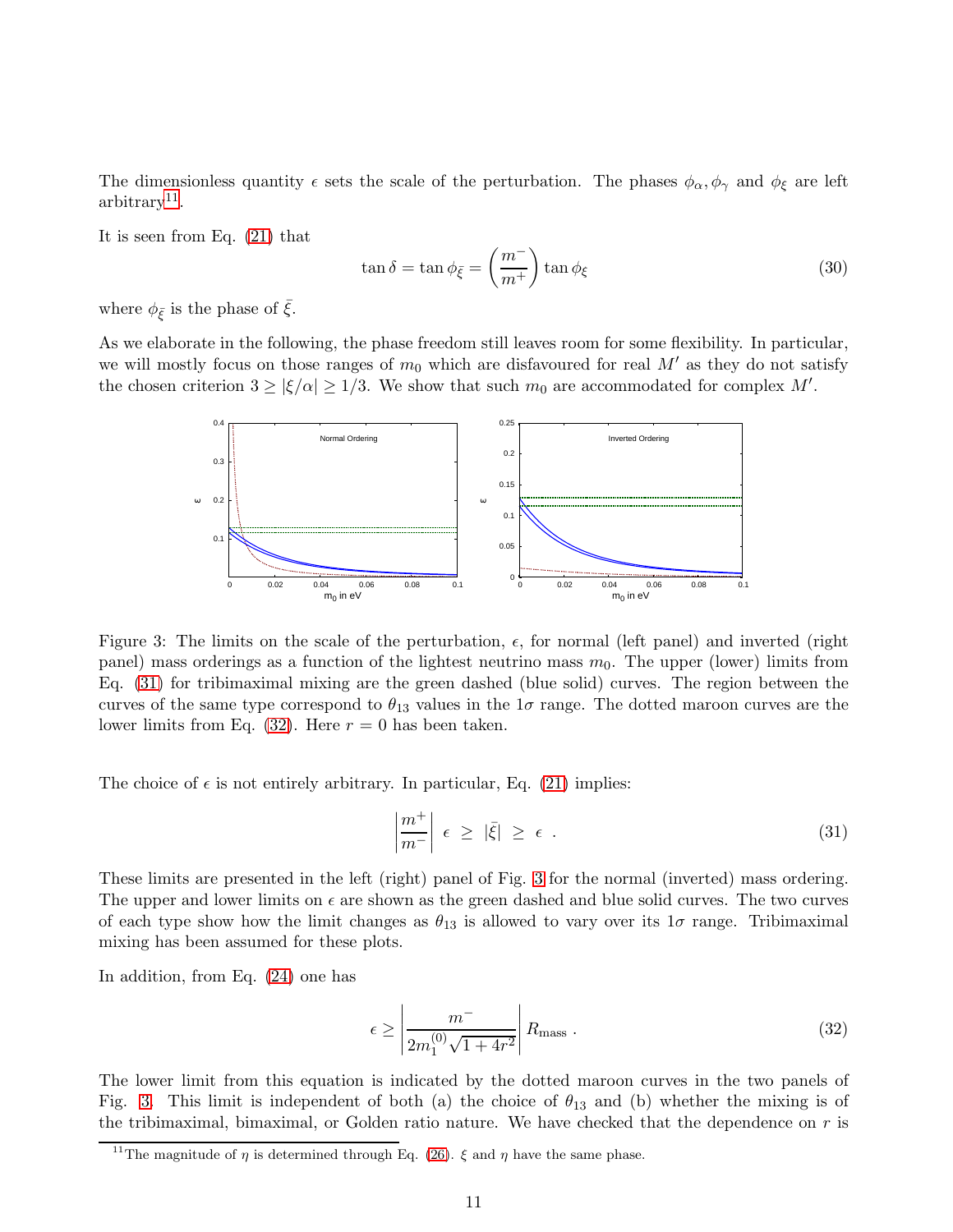The dimensionless quantity $\epsilon$ sets the scale of the perturbation. The phases $\phi_\alpha, \phi_\gamma$ and $\phi_\xi$ are left arbitrary[11].

It is seen from Eq. (21) that

$$\tan\delta = \tan\phi_{\bar{\xi}} = \left(\frac{m^-}{m^+}\right)\tan\phi_\xi \tag{30}$$

where $\phi_{\bar{\xi}}$ is the phase of $\bar{\xi}$.

As we elaborate in the following, the phase freedom still leaves room for some flexibility. In particular, we will mostly focus on those ranges of $m_0$ which are disfavoured for real $M'$ as they do not satisfy the chosen criterion $3 \geq |\xi/\alpha| \geq 1/3$. We show that such $m_0$ are accommodated for complex $M'$.

Figure 3: The limits on the scale of the perturbation, $\epsilon$, for normal (left panel) and inverted (right panel) mass orderings as a function of the lightest neutrino mass $m_0$. The upper (lower) limits from Eq. (31) for tribimaximal mixing are the green dashed (blue solid) curves. The region between the curves of the same type correspond to $\theta_{13}$ values in the $1\sigma$ range. The dotted maroon curves are the lower limits from Eq. (32). Here $r = 0$ has been taken.

The choice of $\epsilon$ is not entirely arbitrary. In particular, Eq. (21) implies:

$$\left|\frac{m^+}{m^-}\right| \; \epsilon \; \geq \; |\bar{\xi}| \; \geq \; \epsilon \;\; . \tag{31}$$

These limits are presented in the left (right) panel of Fig. 3 for the normal (inverted) mass ordering. The upper and lower limits on $\epsilon$ are shown as the green dashed and blue solid curves. The two curves of each type show how the limit changes as $\theta_{13}$ is allowed to vary over its $1\sigma$ range. Tribimaximal mixing has been assumed for these plots.

In addition, from Eq. (24) one has

$$\epsilon \geq \left|\frac{m^-}{2m_1^{(0)}\sqrt{1+4r^2}}\right| R_{\rm mass} \;. \tag{32}$$

The lower limit from this equation is indicated by the dotted maroon curves in the two panels of Fig. 3. This limit is independent of both (a) the choice of $\theta_{13}$ and (b) whether the mixing is of the tribimaximal, bimaximal, or Golden ratio nature. We have checked that the dependence on $r$ is

[11]The magnitude of $\eta$ is determined through Eq. (26). $\xi$ and $\eta$ have the same phase.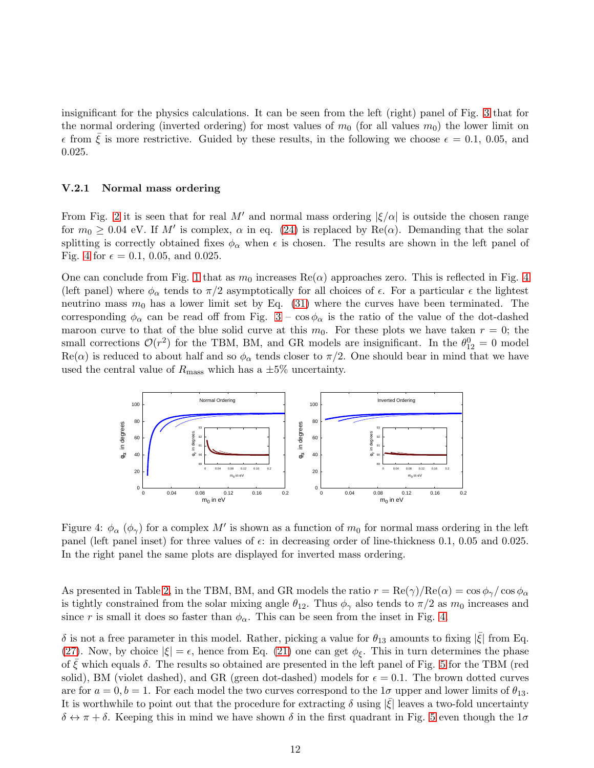insignificant for the physics calculations. It can be seen from the left (right) panel of Fig. 3 that for the normal ordering (inverted ordering) for most values of $m_0$ (for all values $m_0$) the lower limit on $\epsilon$ from $\bar{\xi}$ is more restrictive. Guided by these results, in the following we choose $\epsilon = 0.1$, 0.05, and 0.025.

### V.2.1 Normal mass ordering

From Fig. 2 it is seen that for real $M'$ and normal mass ordering $|\xi/\alpha|$ is outside the chosen range for $m_0 \geq 0.04$ eV. If $M'$ is complex, $\alpha$ in eq. (24) is replaced by $\mathrm{Re}(\alpha)$. Demanding that the solar splitting is correctly obtained fixes $\phi_\alpha$ when $\epsilon$ is chosen. The results are shown in the left panel of Fig. 4 for $\epsilon = 0.1$, 0.05, and 0.025.

One can conclude from Fig. 1 that as $m_0$ increases $\mathrm{Re}(\alpha)$ approaches zero. This is reflected in Fig. 4 (left panel) where $\phi_\alpha$ tends to $\pi/2$ asymptotically for all choices of $\epsilon$. For a particular $\epsilon$ the lightest neutrino mass $m_0$ has a lower limit set by Eq. (31) where the curves have been terminated. The corresponding $\phi_\alpha$ can be read off from Fig. 3 – $\cos\phi_\alpha$ is the ratio of the value of the dot-dashed maroon curve to that of the blue solid curve at this $m_0$. For these plots we have taken $r = 0$; the small corrections $\mathcal{O}(r^2)$ for the TBM, BM, and GR models are insignificant. In the $\theta_{12}^0 = 0$ model $\mathrm{Re}(\alpha)$ is reduced to about half and so $\phi_\alpha$ tends closer to $\pi/2$. One should bear in mind that we have used the central value of $R_{\rm mass}$ which has a $\pm 5\%$ uncertainty.

Figure 4: $\phi_\alpha$ ($\phi_\gamma$) for a complex $M'$ is shown as a function of $m_0$ for normal mass ordering in the left panel (left panel inset) for three values of $\epsilon$: in decreasing order of line-thickness 0.1, 0.05 and 0.025. In the right panel the same plots are displayed for inverted mass ordering.

As presented in Table 2, in the TBM, BM, and GR models the ratio $r = \mathrm{Re}(\gamma)/\mathrm{Re}(\alpha) = \cos\phi_\gamma/\cos\phi_\alpha$ is tightly constrained from the solar mixing angle $\theta_{12}$. Thus $\phi_\gamma$ also tends to $\pi/2$ as $m_0$ increases and since $r$ is small it does so faster than $\phi_\alpha$. This can be seen from the inset in Fig. 4.

$\delta$ is not a free parameter in this model. Rather, picking a value for $\theta_{13}$ amounts to fixing $|\bar{\xi}|$ from Eq. (27). Now, by choice $|\xi| = \epsilon$, hence from Eq. (21) one can get $\phi_\xi$. This in turn determines the phase of $\bar{\xi}$ which equals $\delta$. The results so obtained are presented in the left panel of Fig. 5 for the TBM (red solid), BM (violet dashed), and GR (green dot-dashed) models for $\epsilon = 0.1$. The brown dotted curves are for $a = 0, b = 1$. For each model the two curves correspond to the $1\sigma$ upper and lower limits of $\theta_{13}$. It is worthwhile to point out that the procedure for extracting $\delta$ using $|\bar{\xi}|$ leaves a two-fold uncertainty $\delta \leftrightarrow \pi + \delta$. Keeping this in mind we have shown $\delta$ in the first quadrant in Fig. 5 even though the $1\sigma$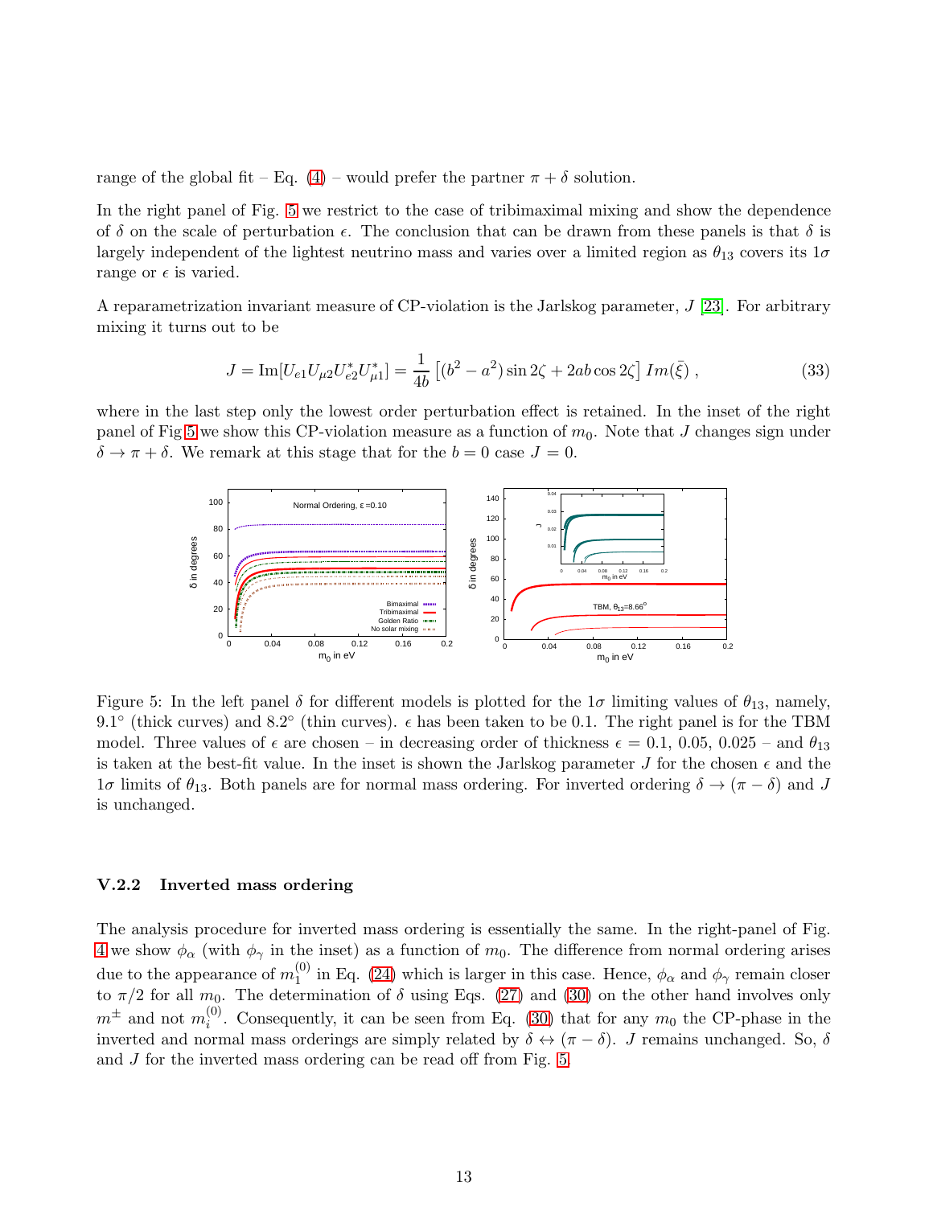range of the global fit – Eq. (4) – would prefer the partner $\pi + \delta$ solution.

In the right panel of Fig. 5 we restrict to the case of tribimaximal mixing and show the dependence of $\delta$ on the scale of perturbation $\epsilon$. The conclusion that can be drawn from these panels is that $\delta$ is largely independent of the lightest neutrino mass and varies over a limited region as $\theta_{13}$ covers its $1\sigma$ range or $\epsilon$ is varied.

A reparametrization invariant measure of CP-violation is the Jarlskog parameter, $J$ [23]. For arbitrary mixing it turns out to be

$$J = \text{Im}[U_{e1}U_{\mu 2}U_{e2}^{*}U_{\mu 1}^{*}] = \frac{1}{4b}\left[(b^2 - a^2)\sin 2\zeta + 2ab\cos 2\zeta\right] Im(\bar{\xi}) \; , \tag{33}$$

where in the last step only the lowest order perturbation effect is retained. In the inset of the right panel of Fig 5 we show this CP-violation measure as a function of $m_0$. Note that $J$ changes sign under $\delta \to \pi + \delta$. We remark at this stage that for the $b = 0$ case $J = 0$.

Figure 5: In the left panel $\delta$ for different models is plotted for the $1\sigma$ limiting values of $\theta_{13}$, namely, $9.1^\circ$ (thick curves) and $8.2^\circ$ (thin curves). $\epsilon$ has been taken to be 0.1. The right panel is for the TBM model. Three values of $\epsilon$ are chosen – in decreasing order of thickness $\epsilon$ = 0.1, 0.05, 0.025 – and $\theta_{13}$ is taken at the best-fit value. In the inset is shown the Jarlskog parameter $J$ for the chosen $\epsilon$ and the $1\sigma$ limits of $\theta_{13}$. Both panels are for normal mass ordering. For inverted ordering $\delta \to (\pi - \delta)$ and $J$ is unchanged.

### V.2.2 Inverted mass ordering

The analysis procedure for inverted mass ordering is essentially the same. In the right-panel of Fig. 4 we show $\phi_\alpha$ (with $\phi_\gamma$ in the inset) as a function of $m_0$. The difference from normal ordering arises due to the appearance of $m_1^{(0)}$ in Eq. (24) which is larger in this case. Hence, $\phi_\alpha$ and $\phi_\gamma$ remain closer to $\pi/2$ for all $m_0$. The determination of $\delta$ using Eqs. (27) and (30) on the other hand involves only $m^\pm$ and not $m_i^{(0)}$. Consequently, it can be seen from Eq. (30) that for any $m_0$ the CP-phase in the inverted and normal mass orderings are simply related by $\delta \leftrightarrow (\pi - \delta)$. $J$ remains unchanged. So, $\delta$ and $J$ for the inverted mass ordering can be read off from Fig. 5.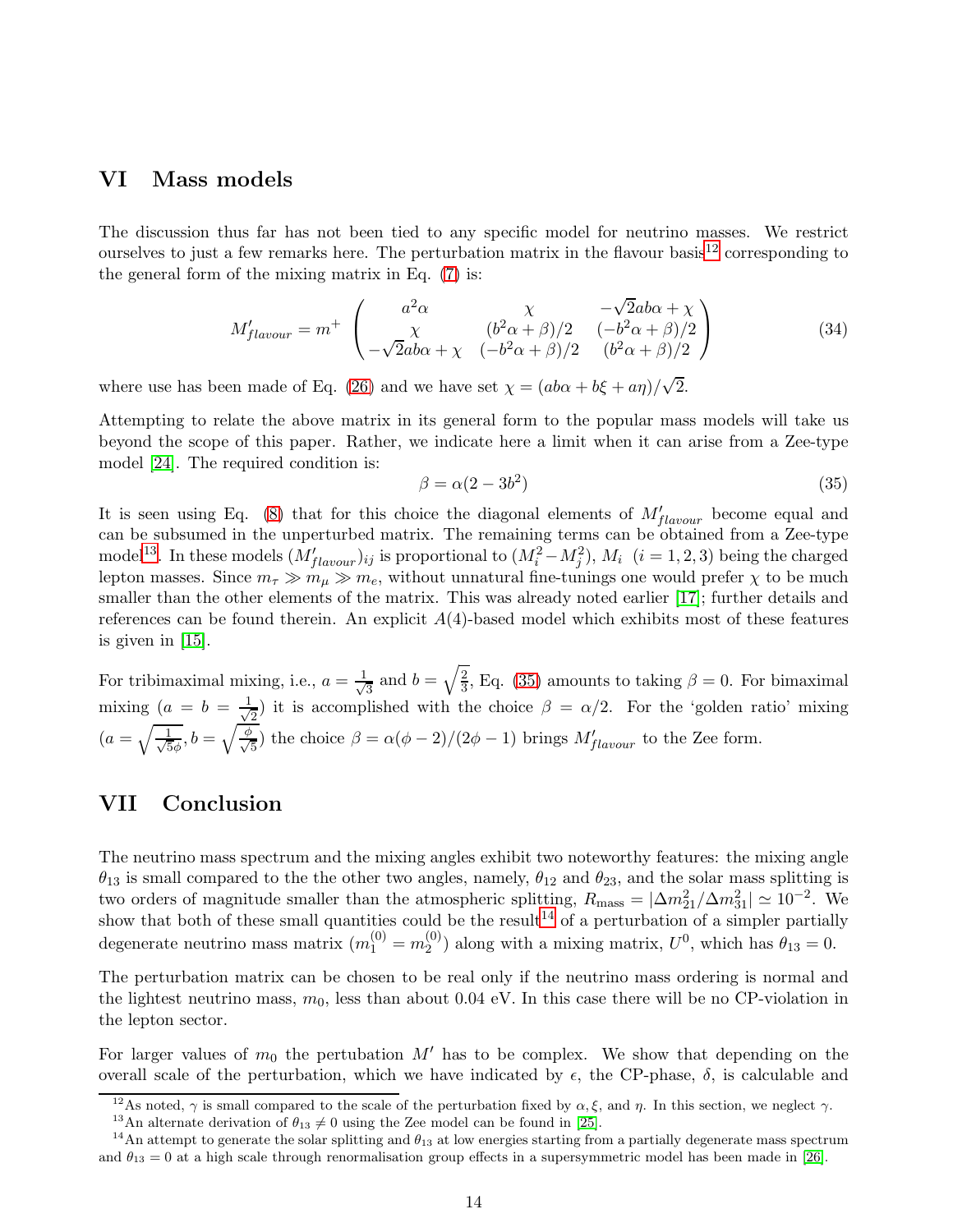## VI Mass models

The discussion thus far has not been tied to any specific model for neutrino masses. We restrict ourselves to just a few remarks here. The perturbation matrix in the flavour basis[12] corresponding to the general form of the mixing matrix in Eq. (7) is:

$$M'_{flavour} = m^+ \begin{pmatrix} a^2\alpha & \chi & -\sqrt{2}ab\alpha + \chi \\ \chi & (b^2\alpha + \beta)/2 & (-b^2\alpha + \beta)/2 \\ -\sqrt{2}ab\alpha + \chi & (-b^2\alpha + \beta)/2 & (b^2\alpha + \beta)/2 \end{pmatrix} \tag{34}$$

where use has been made of Eq. (26) and we have set $\chi = (ab\alpha + b\xi + a\eta)/\sqrt{2}$.

Attempting to relate the above matrix in its general form to the popular mass models will take us beyond the scope of this paper. Rather, we indicate here a limit when it can arise from a Zee-type model [24]. The required condition is:

$$\beta = \alpha(2 - 3b^2) \tag{35}$$

It is seen using Eq. (8) that for this choice the diagonal elements of $M'_{flavour}$ become equal and can be subsumed in the unperturbed matrix. The remaining terms can be obtained from a Zee-type model[13]. In these models $(M'_{flavour})_{ij}$ is proportional to $(M_i^2 - M_j^2)$, $M_i$ $(i = 1, 2, 3)$ being the charged lepton masses. Since $m_\tau \gg m_\mu \gg m_e$, without unnatural fine-tunings one would prefer $\chi$ to be much smaller than the other elements of the matrix. This was already noted earlier [17]; further details and references can be found therein. An explicit $A(4)$-based model which exhibits most of these features is given in [15].

For tribimaximal mixing, i.e., $a = \frac{1}{\sqrt{3}}$ and $b = \sqrt{\frac{2}{3}}$, Eq. (35) amounts to taking $\beta = 0$. For bimaximal mixing ($a = b = \frac{1}{\sqrt{2}}$) it is accomplished with the choice $\beta = \alpha/2$. For the 'golden ratio' mixing ($a = \sqrt{\frac{1}{\sqrt{5}\phi}}, b = \sqrt{\frac{\phi}{\sqrt{5}}}$) the choice $\beta = \alpha(\phi - 2)/(2\phi - 1)$ brings $M'_{flavour}$ to the Zee form.

## VII Conclusion

The neutrino mass spectrum and the mixing angles exhibit two noteworthy features: the mixing angle $\theta_{13}$ is small compared to the the other two angles, namely, $\theta_{12}$ and $\theta_{23}$, and the solar mass splitting is two orders of magnitude smaller than the atmospheric splitting, $R_{\rm mass} = |\Delta m^2_{21}/\Delta m^2_{31}| \simeq 10^{-2}$. We show that both of these small quantities could be the result[14] of a perturbation of a simpler partially degenerate neutrino mass matrix ($m_1^{(0)} = m_2^{(0)}$) along with a mixing matrix, $U^0$, which has $\theta_{13} = 0$.

The perturbation matrix can be chosen to be real only if the neutrino mass ordering is normal and the lightest neutrino mass, $m_0$, less than about 0.04 eV. In this case there will be no CP-violation in the lepton sector.

For larger values of $m_0$ the pertubation $M'$ has to be complex. We show that depending on the overall scale of the perturbation, which we have indicated by $\epsilon$, the CP-phase, $\delta$, is calculable and

---

[12] As noted, $\gamma$ is small compared to the scale of the perturbation fixed by $\alpha, \xi$, and $\eta$. In this section, we neglect $\gamma$.

[13] An alternate derivation of $\theta_{13} \neq 0$ using the Zee model can be found in [25].

[14] An attempt to generate the solar splitting and $\theta_{13}$ at low energies starting from a partially degenerate mass spectrum and $\theta_{13} = 0$ at a high scale through renormalisation group effects in a supersymmetric model has been made in [26].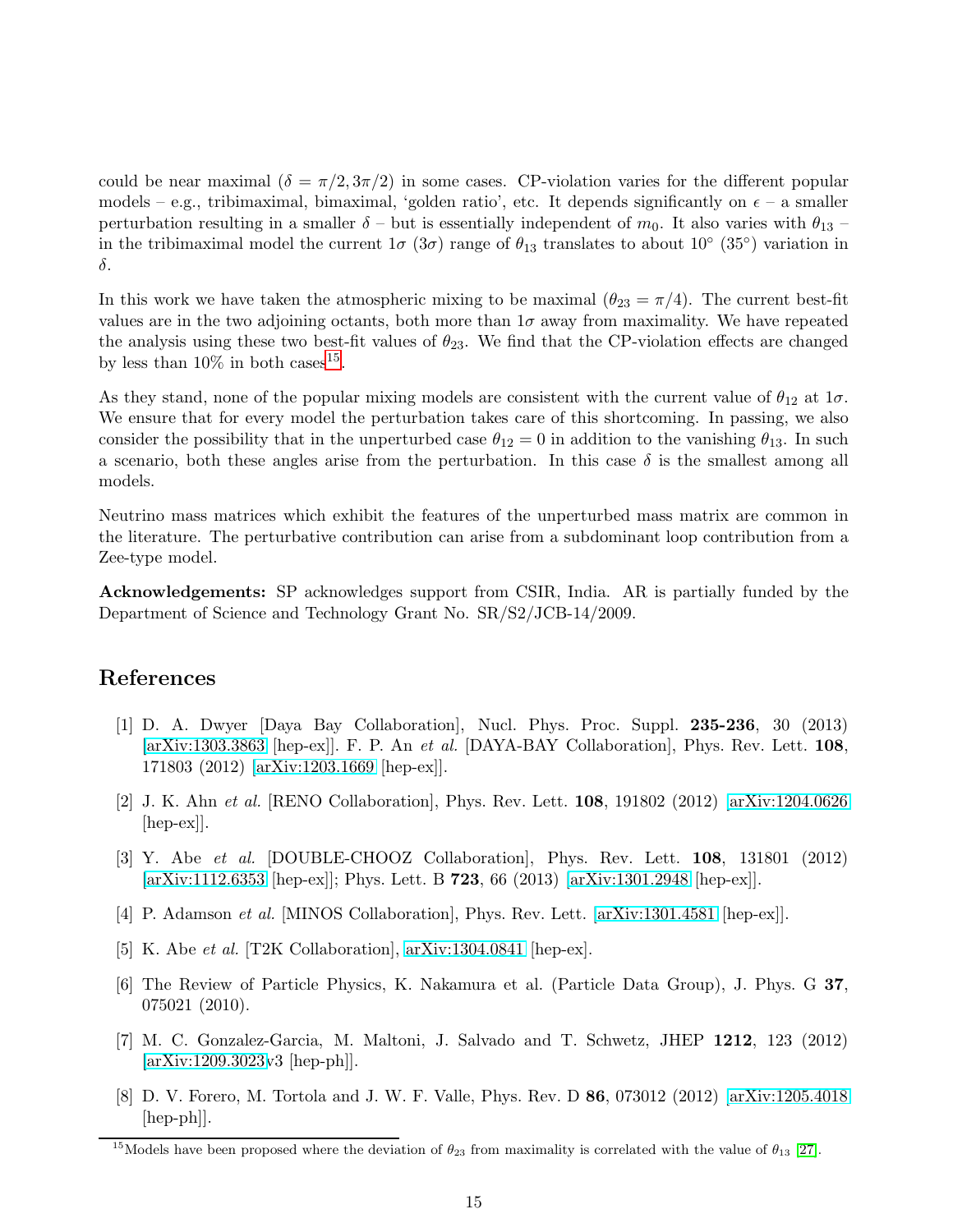could be near maximal ($\delta = \pi/2, 3\pi/2$) in some cases. CP-violation varies for the different popular models – e.g., tribimaximal, bimaximal, 'golden ratio', etc. It depends significantly on $\epsilon$ – a smaller perturbation resulting in a smaller $\delta$ – but is essentially independent of $m_0$. It also varies with $\theta_{13}$ – in the tribimaximal model the current $1\sigma$ ($3\sigma$) range of $\theta_{13}$ translates to about $10^\circ$ ($35^\circ$) variation in $\delta$.

In this work we have taken the atmospheric mixing to be maximal ($\theta_{23} = \pi/4$). The current best-fit values are in the two adjoining octants, both more than $1\sigma$ away from maximality. We have repeated the analysis using these two best-fit values of $\theta_{23}$. We find that the CP-violation effects are changed by less than 10% in both cases[15].

As they stand, none of the popular mixing models are consistent with the current value of $\theta_{12}$ at $1\sigma$. We ensure that for every model the perturbation takes care of this shortcoming. In passing, we also consider the possibility that in the unperturbed case $\theta_{12} = 0$ in addition to the vanishing $\theta_{13}$. In such a scenario, both these angles arise from the perturbation. In this case $\delta$ is the smallest among all models.

Neutrino mass matrices which exhibit the features of the unperturbed mass matrix are common in the literature. The perturbative contribution can arise from a subdominant loop contribution from a Zee-type model.

**Acknowledgements:** SP acknowledges support from CSIR, India. AR is partially funded by the Department of Science and Technology Grant No. SR/S2/JCB-14/2009.

## References

[1] D. A. Dwyer [Daya Bay Collaboration], Nucl. Phys. Proc. Suppl. **235-236**, 30 (2013) [arXiv:1303.3863 [hep-ex]]. F. P. An *et al.* [DAYA-BAY Collaboration], Phys. Rev. Lett. **108**, 171803 (2012) [arXiv:1203.1669 [hep-ex]].

[2] J. K. Ahn *et al.* [RENO Collaboration], Phys. Rev. Lett. **108**, 191802 (2012) [arXiv:1204.0626 [hep-ex]].

[3] Y. Abe *et al.* [DOUBLE-CHOOZ Collaboration], Phys. Rev. Lett. **108**, 131801 (2012) [arXiv:1112.6353 [hep-ex]]; Phys. Lett. B **723**, 66 (2013) [arXiv:1301.2948 [hep-ex]].

[4] P. Adamson *et al.* [MINOS Collaboration], Phys. Rev. Lett. [arXiv:1301.4581 [hep-ex]].

[5] K. Abe *et al.* [T2K Collaboration], arXiv:1304.0841 [hep-ex].

[6] The Review of Particle Physics, K. Nakamura et al. (Particle Data Group), J. Phys. G **37**, 075021 (2010).

[7] M. C. Gonzalez-Garcia, M. Maltoni, J. Salvado and T. Schwetz, JHEP **1212**, 123 (2012) [arXiv:1209.3023v3 [hep-ph]].

[8] D. V. Forero, M. Tortola and J. W. F. Valle, Phys. Rev. D **86**, 073012 (2012) [arXiv:1205.4018 [hep-ph]].

[15] Models have been proposed where the deviation of $\theta_{23}$ from maximality is correlated with the value of $\theta_{13}$ [27].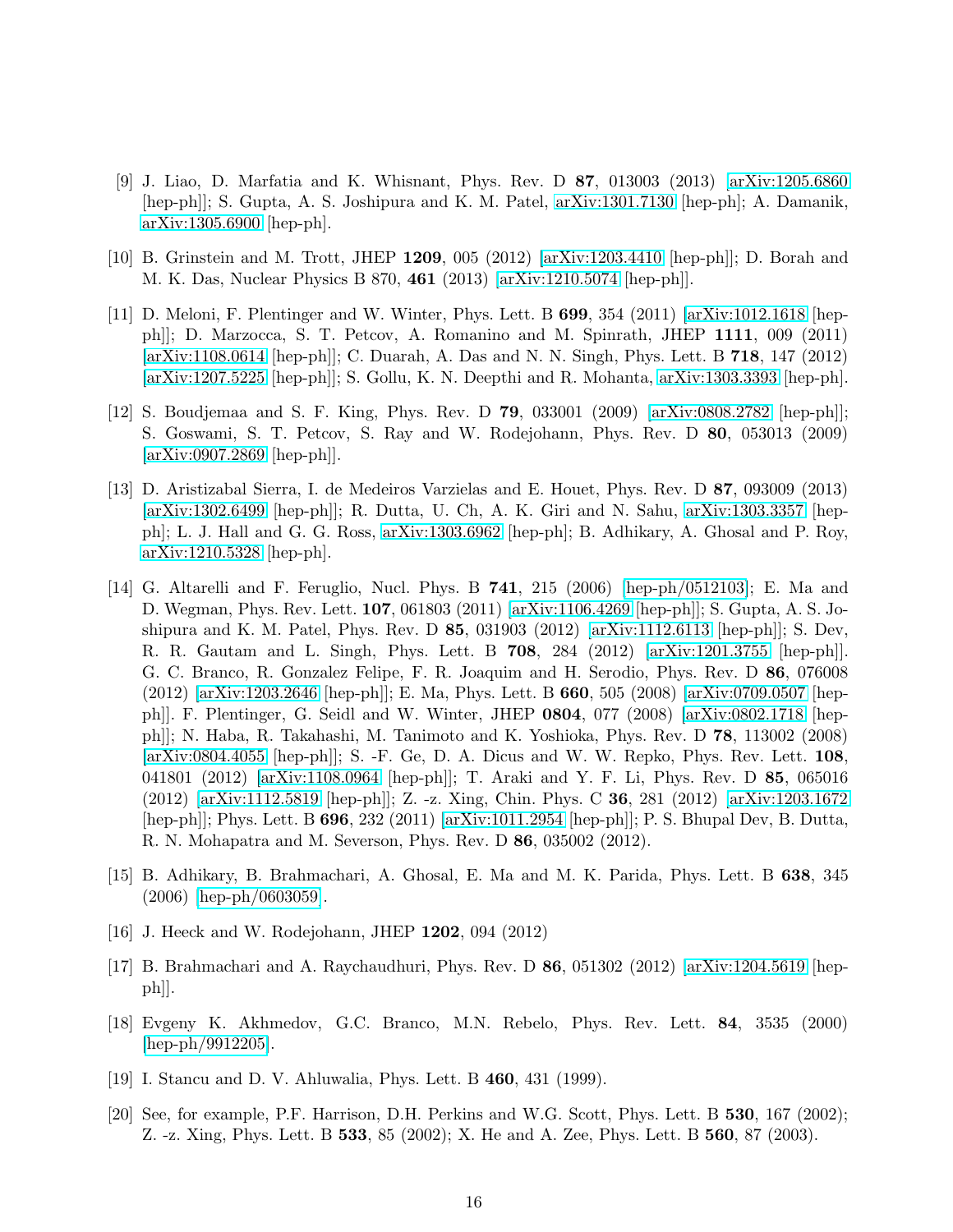[9] J. Liao, D. Marfatia and K. Whisnant, Phys. Rev. D **87**, 013003 (2013) [arXiv:1205.6860 [hep-ph]]; S. Gupta, A. S. Joshipura and K. M. Patel, arXiv:1301.7130 [hep-ph]; A. Damanik, arXiv:1305.6900 [hep-ph].

[10] B. Grinstein and M. Trott, JHEP **1209**, 005 (2012) [arXiv:1203.4410 [hep-ph]]; D. Borah and M. K. Das, Nuclear Physics B 870, **461** (2013) [arXiv:1210.5074 [hep-ph]].

[11] D. Meloni, F. Plentinger and W. Winter, Phys. Lett. B **699**, 354 (2011) [arXiv:1012.1618 [hep-ph]]; D. Marzocca, S. T. Petcov, A. Romanino and M. Spinrath, JHEP **1111**, 009 (2011) [arXiv:1108.0614 [hep-ph]]; C. Duarah, A. Das and N. N. Singh, Phys. Lett. B **718**, 147 (2012) [arXiv:1207.5225 [hep-ph]]; S. Gollu, K. N. Deepthi and R. Mohanta, arXiv:1303.3393 [hep-ph].

[12] S. Boudjemaa and S. F. King, Phys. Rev. D **79**, 033001 (2009) [arXiv:0808.2782 [hep-ph]]; S. Goswami, S. T. Petcov, S. Ray and W. Rodejohann, Phys. Rev. D **80**, 053013 (2009) [arXiv:0907.2869 [hep-ph]].

[13] D. Aristizabal Sierra, I. de Medeiros Varzielas and E. Houet, Phys. Rev. D **87**, 093009 (2013) [arXiv:1302.6499 [hep-ph]]; R. Dutta, U. Ch, A. K. Giri and N. Sahu, arXiv:1303.3357 [hep-ph]; L. J. Hall and G. G. Ross, arXiv:1303.6962 [hep-ph]; B. Adhikary, A. Ghosal and P. Roy, arXiv:1210.5328 [hep-ph].

[14] G. Altarelli and F. Feruglio, Nucl. Phys. B **741**, 215 (2006) [hep-ph/0512103]; E. Ma and D. Wegman, Phys. Rev. Lett. **107**, 061803 (2011) [arXiv:1106.4269 [hep-ph]]; S. Gupta, A. S. Joshipura and K. M. Patel, Phys. Rev. D **85**, 031903 (2012) [arXiv:1112.6113 [hep-ph]]; S. Dev, R. R. Gautam and L. Singh, Phys. Lett. B **708**, 284 (2012) [arXiv:1201.3755 [hep-ph]]. G. C. Branco, R. Gonzalez Felipe, F. R. Joaquim and H. Serodio, Phys. Rev. D **86**, 076008 (2012) [arXiv:1203.2646 [hep-ph]]; E. Ma, Phys. Lett. B **660**, 505 (2008) [arXiv:0709.0507 [hep-ph]]. F. Plentinger, G. Seidl and W. Winter, JHEP **0804**, 077 (2008) [arXiv:0802.1718 [hep-ph]]; N. Haba, R. Takahashi, M. Tanimoto and K. Yoshioka, Phys. Rev. D **78**, 113002 (2008) [arXiv:0804.4055 [hep-ph]]; S. -F. Ge, D. A. Dicus and W. W. Repko, Phys. Rev. Lett. **108**, 041801 (2012) [arXiv:1108.0964 [hep-ph]]; T. Araki and Y. F. Li, Phys. Rev. D **85**, 065016 (2012) [arXiv:1112.5819 [hep-ph]]; Z. -z. Xing, Chin. Phys. C **36**, 281 (2012) [arXiv:1203.1672 [hep-ph]]; Phys. Lett. B **696**, 232 (2011) [arXiv:1011.2954 [hep-ph]]; P. S. Bhupal Dev, B. Dutta, R. N. Mohapatra and M. Severson, Phys. Rev. D **86**, 035002 (2012).

[15] B. Adhikary, B. Brahmachari, A. Ghosal, E. Ma and M. K. Parida, Phys. Lett. B **638**, 345 (2006) [hep-ph/0603059].

[16] J. Heeck and W. Rodejohann, JHEP **1202**, 094 (2012)

[17] B. Brahmachari and A. Raychaudhuri, Phys. Rev. D **86**, 051302 (2012) [arXiv:1204.5619 [hep-ph]].

[18] Evgeny K. Akhmedov, G.C. Branco, M.N. Rebelo, Phys. Rev. Lett. **84**, 3535 (2000) [hep-ph/9912205].

[19] I. Stancu and D. V. Ahluwalia, Phys. Lett. B **460**, 431 (1999).

[20] See, for example, P.F. Harrison, D.H. Perkins and W.G. Scott, Phys. Lett. B **530**, 167 (2002); Z. -z. Xing, Phys. Lett. B **533**, 85 (2002); X. He and A. Zee, Phys. Lett. B **560**, 87 (2003).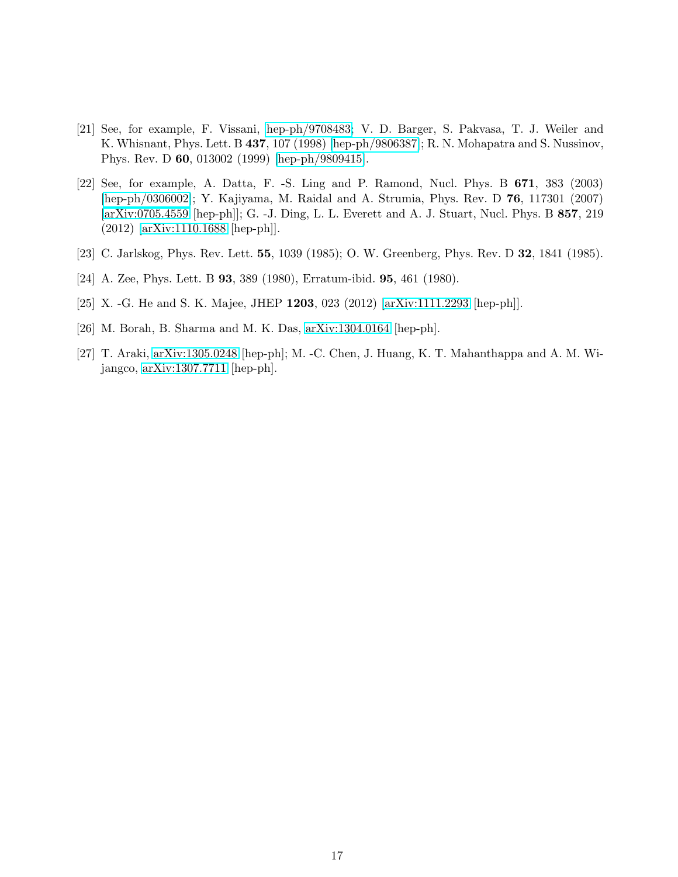[21] See, for example, F. Vissani, hep-ph/9708483; V. D. Barger, S. Pakvasa, T. J. Weiler and K. Whisnant, Phys. Lett. B **437**, 107 (1998) [hep-ph/9806387]; R. N. Mohapatra and S. Nussinov, Phys. Rev. D **60**, 013002 (1999) [hep-ph/9809415].

[22] See, for example, A. Datta, F. -S. Ling and P. Ramond, Nucl. Phys. B **671**, 383 (2003) [hep-ph/0306002]; Y. Kajiyama, M. Raidal and A. Strumia, Phys. Rev. D **76**, 117301 (2007) [arXiv:0705.4559 [hep-ph]]; G. -J. Ding, L. L. Everett and A. J. Stuart, Nucl. Phys. B **857**, 219 (2012) [arXiv:1110.1688 [hep-ph]].

[23] C. Jarlskog, Phys. Rev. Lett. **55**, 1039 (1985); O. W. Greenberg, Phys. Rev. D **32**, 1841 (1985).

[24] A. Zee, Phys. Lett. B **93**, 389 (1980), Erratum-ibid. **95**, 461 (1980).

[25] X. -G. He and S. K. Majee, JHEP **1203**, 023 (2012) [arXiv:1111.2293 [hep-ph]].

[26] M. Borah, B. Sharma and M. K. Das, arXiv:1304.0164 [hep-ph].

[27] T. Araki, arXiv:1305.0248 [hep-ph]; M. -C. Chen, J. Huang, K. T. Mahanthappa and A. M. Wijangco, arXiv:1307.7711 [hep-ph].